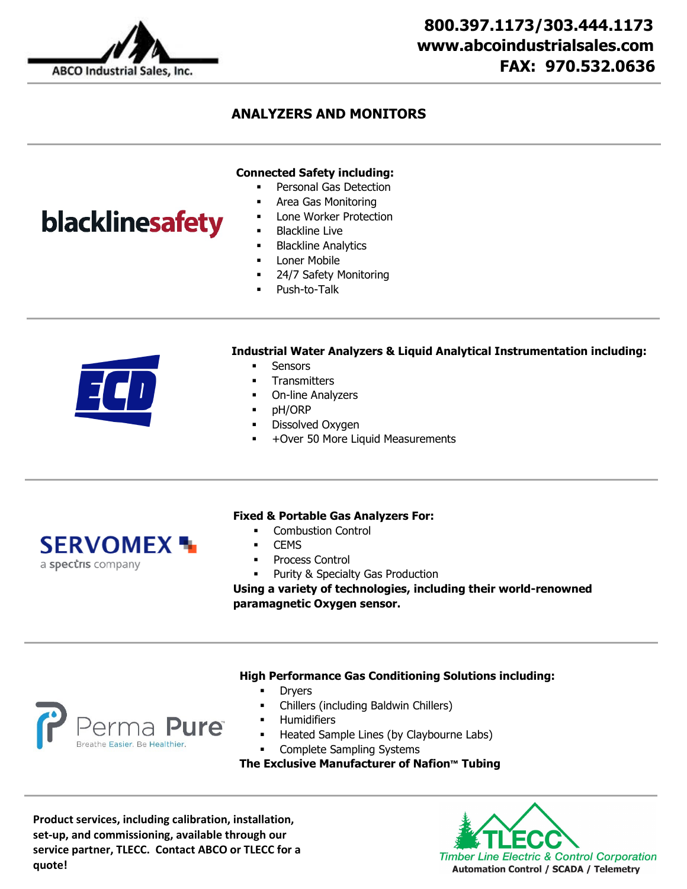ABCO Industrial Sales, Inc.

**800.397.1173/303.444.1173**
**www.abcoindustrialsales.com**
**FAX: 970.532.0636**

## ANALYZERS AND MONITORS

blacklinesafety

**Connected Safety including:**

- Personal Gas Detection
- Area Gas Monitoring
- Lone Worker Protection
- Blackline Live
- Blackline Analytics
- Loner Mobile
- 24/7 Safety Monitoring
- Push-to-Talk

ECD

**Industrial Water Analyzers & Liquid Analytical Instrumentation including:**

- Sensors
- Transmitters
- On-line Analyzers
- pH/ORP
- Dissolved Oxygen
- +Over 50 More Liquid Measurements

SERVOMEX
a spectris company

**Fixed & Portable Gas Analyzers For:**

- Combustion Control
- CEMS
- Process Control
- Purity & Specialty Gas Production

**Using a variety of technologies, including their world-renowned paramagnetic Oxygen sensor.**

Perma Pure
Breathe Easier. Be Healthier.

**High Performance Gas Conditioning Solutions including:**

- Dryers
- Chillers (including Baldwin Chillers)
- Humidifiers
- Heated Sample Lines (by Claybourne Labs)
- Complete Sampling Systems

**The Exclusive Manufacturer of Nafion™ Tubing**

**Product services, including calibration, installation, set-up, and commissioning, available through our service partner, TLECC. Contact ABCO or TLECC for a quote!**

TLECC
*Timber Line Electric & Control Corporation*
**Automation Control / SCADA / Telemetry**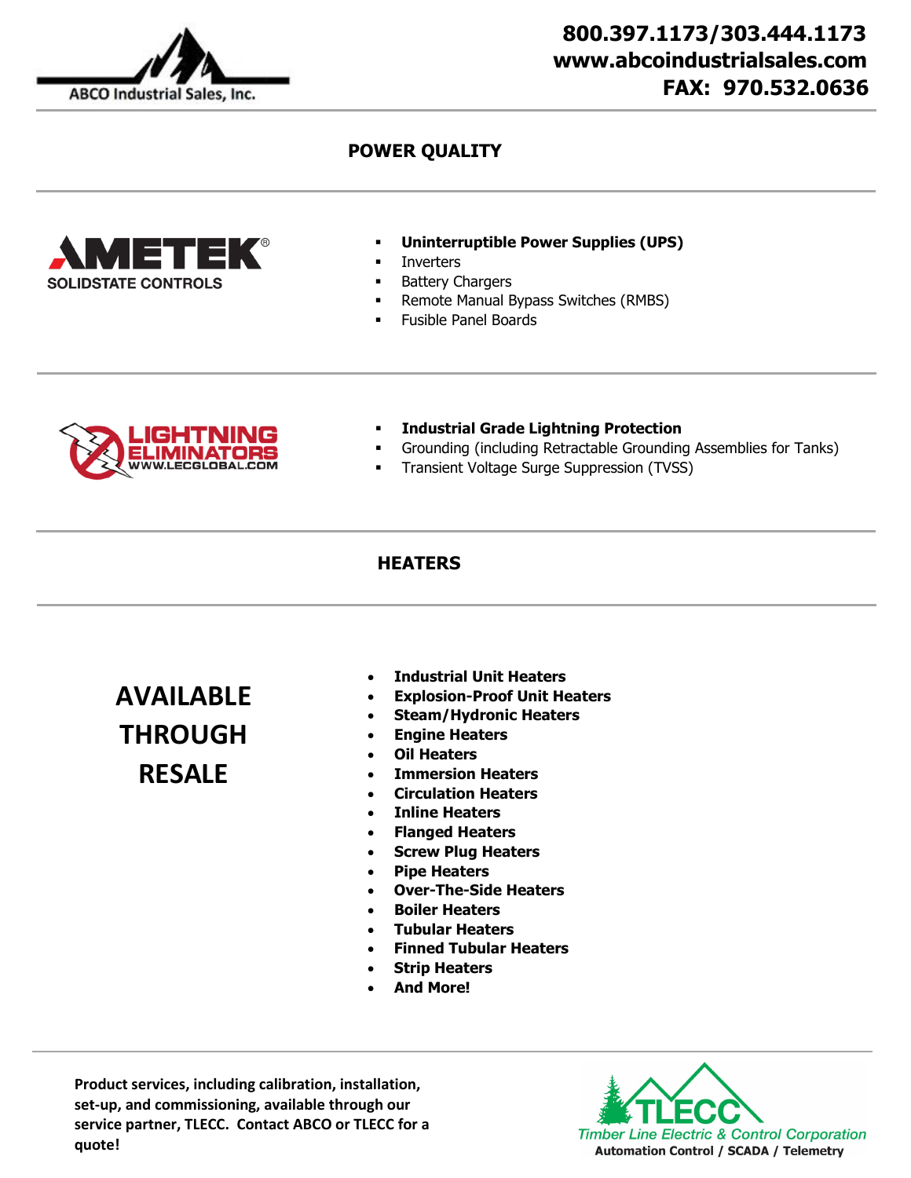ABCO Industrial Sales, Inc.

**800.397.1173/303.444.1173**
**www.abcoindustrialsales.com**
**FAX: 970.532.0636**

## POWER QUALITY

AMETEK SOLIDSTATE CONTROLS

- **Uninterruptible Power Supplies (UPS)**
- Inverters
- Battery Chargers
- Remote Manual Bypass Switches (RMBS)
- Fusible Panel Boards

LIGHTNING ELIMINATORS WWW.LECGLOBAL.COM

- **Industrial Grade Lightning Protection**
- Grounding (including Retractable Grounding Assemblies for Tanks)
- Transient Voltage Surge Suppression (TVSS)

## HEATERS

**AVAILABLE THROUGH RESALE**

- **Industrial Unit Heaters**
- **Explosion-Proof Unit Heaters**
- **Steam/Hydronic Heaters**
- **Engine Heaters**
- **Oil Heaters**
- **Immersion Heaters**
- **Circulation Heaters**
- **Inline Heaters**
- **Flanged Heaters**
- **Screw Plug Heaters**
- **Pipe Heaters**
- **Over-The-Side Heaters**
- **Boiler Heaters**
- **Tubular Heaters**
- **Finned Tubular Heaters**
- **Strip Heaters**
- **And More!**

**Product services, including calibration, installation, set-up, and commissioning, available through our service partner, TLECC. Contact ABCO or TLECC for a quote!**

TLECC
*Timber Line Electric & Control Corporation*
**Automation Control / SCADA / Telemetry**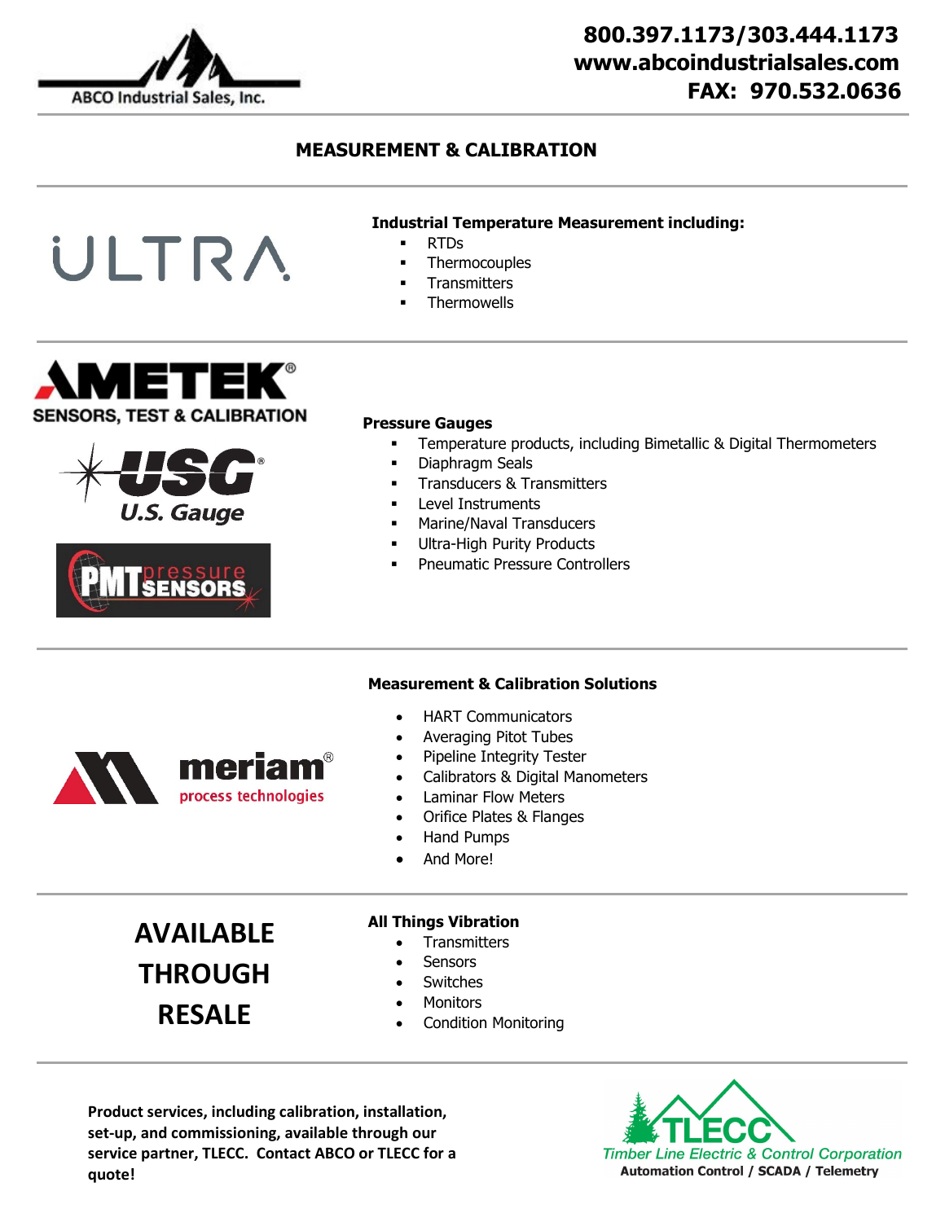ABCO Industrial Sales, Inc.

**800.397.1173/303.444.1173**
**www.abcoindustrialsales.com**
**FAX: 970.532.0636**

## MEASUREMENT & CALIBRATION

ULTRA

**Industrial Temperature Measurement including:**

- RTDs
- Thermocouples
- Transmitters
- Thermowells

AMETEK® SENSORS, TEST & CALIBRATION

USG® U.S. Gauge

PMT pressure SENSORS

**Pressure Gauges**

- Temperature products, including Bimetallic & Digital Thermometers
- Diaphragm Seals
- Transducers & Transmitters
- Level Instruments
- Marine/Naval Transducers
- Ultra-High Purity Products
- Pneumatic Pressure Controllers

meriam® process technologies

**Measurement & Calibration Solutions**

- HART Communicators
- Averaging Pitot Tubes
- Pipeline Integrity Tester
- Calibrators & Digital Manometers
- Laminar Flow Meters
- Orifice Plates & Flanges
- Hand Pumps
- And More!

**AVAILABLE THROUGH RESALE**

**All Things Vibration**

- Transmitters
- Sensors
- Switches
- Monitors
- Condition Monitoring

**Product services, including calibration, installation, set-up, and commissioning, available through our service partner, TLECC. Contact ABCO or TLECC for a quote!**

TLECC
*Timber Line Electric & Control Corporation*
**Automation Control / SCADA / Telemetry**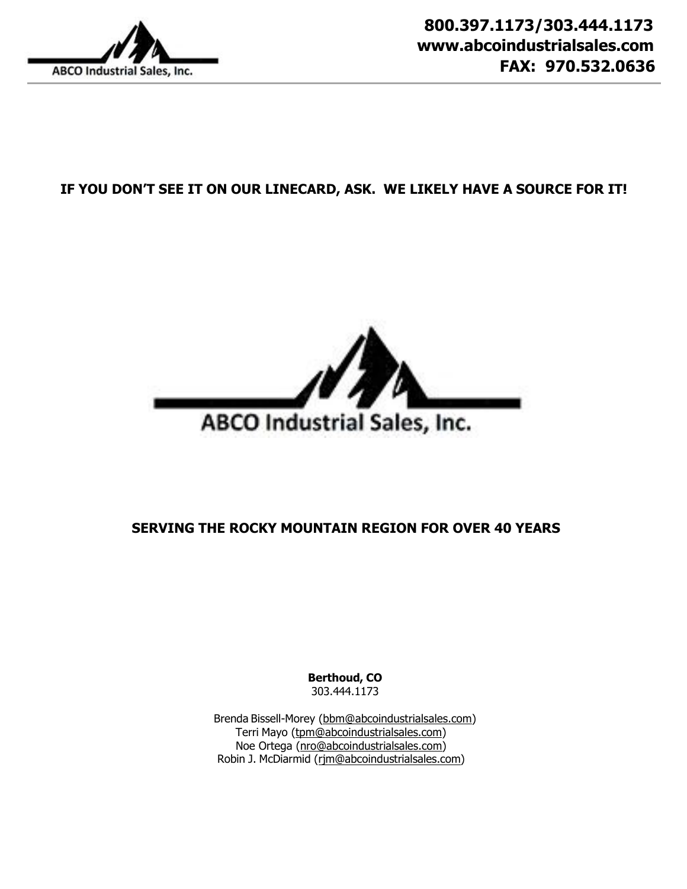**IF YOU DON'T SEE IT ON OUR LINECARD, ASK. WE LIKELY HAVE A SOURCE FOR IT!**

ABCO Industrial Sales, Inc.

**SERVING THE ROCKY MOUNTAIN REGION FOR OVER 40 YEARS**

**Berthoud, CO**
303.444.1173

Brenda Bissell-Morey (bbm@abcoindustrialsales.com)
Terri Mayo (tpm@abcoindustrialsales.com)
Noe Ortega (nro@abcoindustrialsales.com)
Robin J. McDiarmid (rjm@abcoindustrialsales.com)